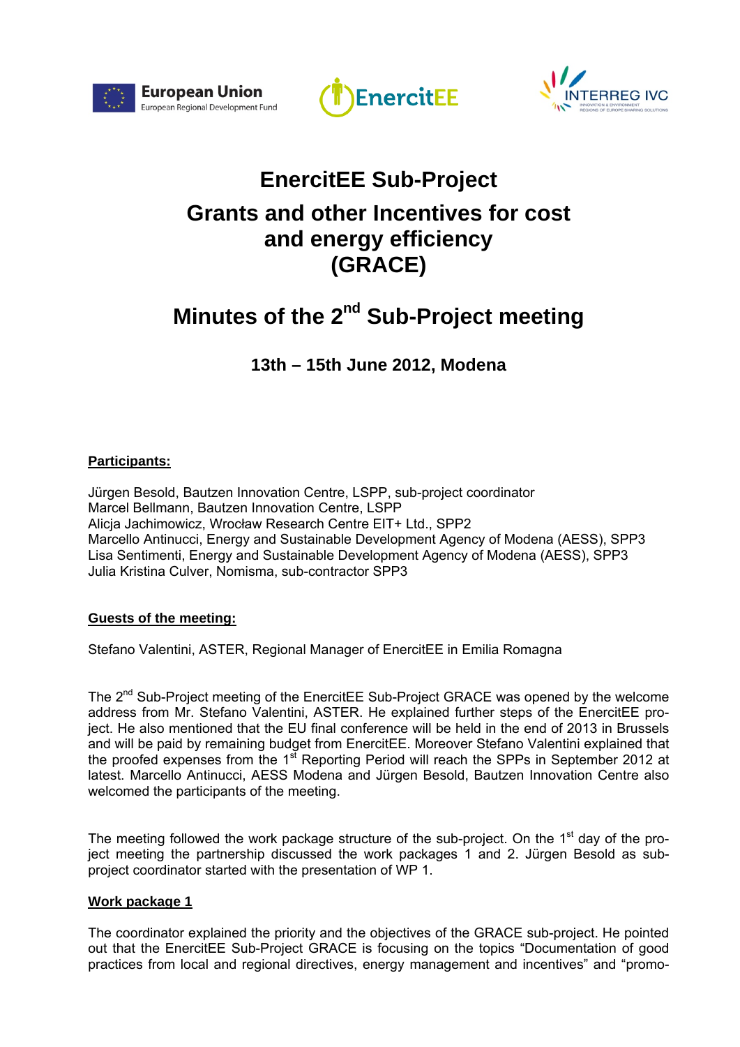European Union
European Regional Development Fund

EnercitEE

INTERREG IVC
INNOVATION & ENVIRONMENT
REGIONS OF EUROPE SHARING SOLUTIONS

# EnercitEE Sub-Project

# Grants and other Incentives for cost and energy efficiency (GRACE)

# Minutes of the 2nd Sub-Project meeting

## 13th – 15th June 2012, Modena

**Participants:**

Jürgen Besold, Bautzen Innovation Centre, LSPP, sub-project coordinator
Marcel Bellmann, Bautzen Innovation Centre, LSPP
Alicja Jachimowicz, Wrocław Research Centre EIT+ Ltd., SPP2
Marcello Antinucci, Energy and Sustainable Development Agency of Modena (AESS), SPP3
Lisa Sentimenti, Energy and Sustainable Development Agency of Modena (AESS), SPP3
Julia Kristina Culver, Nomisma, sub-contractor SPP3

**Guests of the meeting:**

Stefano Valentini, ASTER, Regional Manager of EnercitEE in Emilia Romagna

The 2nd Sub-Project meeting of the EnercitEE Sub-Project GRACE was opened by the welcome address from Mr. Stefano Valentini, ASTER. He explained further steps of the EnercitEE project. He also mentioned that the EU final conference will be held in the end of 2013 in Brussels and will be paid by remaining budget from EnercitEE. Moreover Stefano Valentini explained that the proofed expenses from the 1st Reporting Period will reach the SPPs in September 2012 at latest. Marcello Antinucci, AESS Modena and Jürgen Besold, Bautzen Innovation Centre also welcomed the participants of the meeting.

The meeting followed the work package structure of the sub-project. On the 1st day of the project meeting the partnership discussed the work packages 1 and 2. Jürgen Besold as sub-project coordinator started with the presentation of WP 1.

**Work package 1**

The coordinator explained the priority and the objectives of the GRACE sub-project. He pointed out that the EnercitEE Sub-Project GRACE is focusing on the topics "Documentation of good practices from local and regional directives, energy management and incentives" and "promo-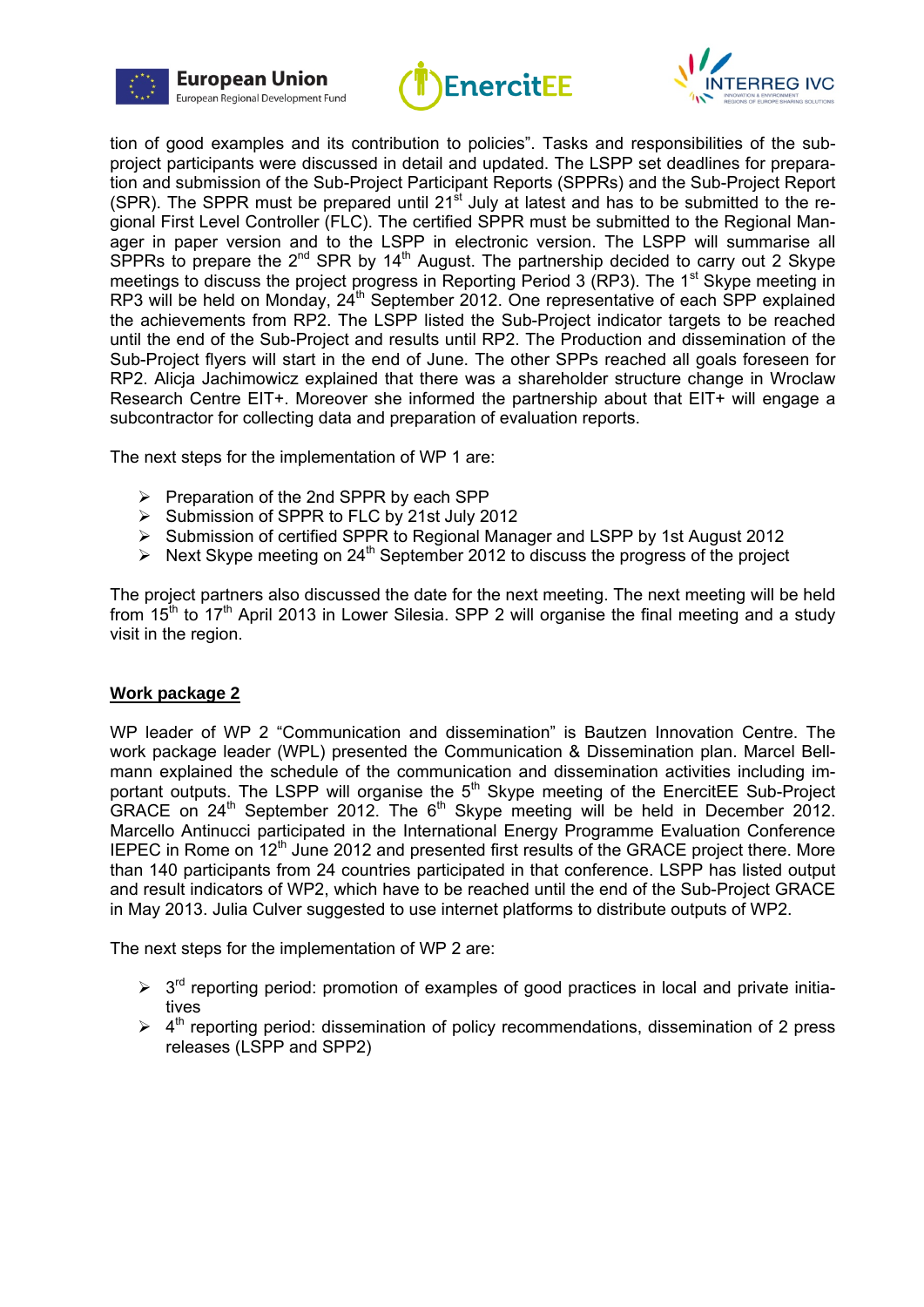tion of good examples and its contribution to policies". Tasks and responsibilities of the sub-project participants were discussed in detail and updated. The LSPP set deadlines for preparation and submission of the Sub-Project Participant Reports (SPPRs) and the Sub-Project Report (SPR). The SPPR must be prepared until 21$^{st}$ July at latest and has to be submitted to the regional First Level Controller (FLC). The certified SPPR must be submitted to the Regional Manager in paper version and to the LSPP in electronic version. The LSPP will summarise all SPPRs to prepare the 2$^{nd}$ SPR by 14$^{th}$ August. The partnership decided to carry out 2 Skype meetings to discuss the project progress in Reporting Period 3 (RP3). The 1$^{st}$ Skype meeting in RP3 will be held on Monday, 24$^{th}$ September 2012. One representative of each SPP explained the achievements from RP2. The LSPP listed the Sub-Project indicator targets to be reached until the end of the Sub-Project and results until RP2. The Production and dissemination of the Sub-Project flyers will start in the end of June. The other SPPs reached all goals foreseen for RP2. Alicja Jachimowicz explained that there was a shareholder structure change in Wroclaw Research Centre EIT+. Moreover she informed the partnership about that EIT+ will engage a subcontractor for collecting data and preparation of evaluation reports.

The next steps for the implementation of WP 1 are:

- Preparation of the 2nd SPPR by each SPP
- Submission of SPPR to FLC by 21st July 2012
- Submission of certified SPPR to Regional Manager and LSPP by 1st August 2012
- Next Skype meeting on 24$^{th}$ September 2012 to discuss the progress of the project

The project partners also discussed the date for the next meeting. The next meeting will be held from 15$^{th}$ to 17$^{th}$ April 2013 in Lower Silesia. SPP 2 will organise the final meeting and a study visit in the region.

## Work package 2

WP leader of WP 2 "Communication and dissemination" is Bautzen Innovation Centre. The work package leader (WPL) presented the Communication & Dissemination plan. Marcel Bellmann explained the schedule of the communication and dissemination activities including important outputs. The LSPP will organise the 5$^{th}$ Skype meeting of the EnercitEE Sub-Project GRACE on 24$^{th}$ September 2012. The 6$^{th}$ Skype meeting will be held in December 2012. Marcello Antinucci participated in the International Energy Programme Evaluation Conference IEPEC in Rome on 12$^{th}$ June 2012 and presented first results of the GRACE project there. More than 140 participants from 24 countries participated in that conference. LSPP has listed output and result indicators of WP2, which have to be reached until the end of the Sub-Project GRACE in May 2013. Julia Culver suggested to use internet platforms to distribute outputs of WP2.

The next steps for the implementation of WP 2 are:

- 3$^{rd}$ reporting period: promotion of examples of good practices in local and private initiatives
- 4$^{th}$ reporting period: dissemination of policy recommendations, dissemination of 2 press releases (LSPP and SPP2)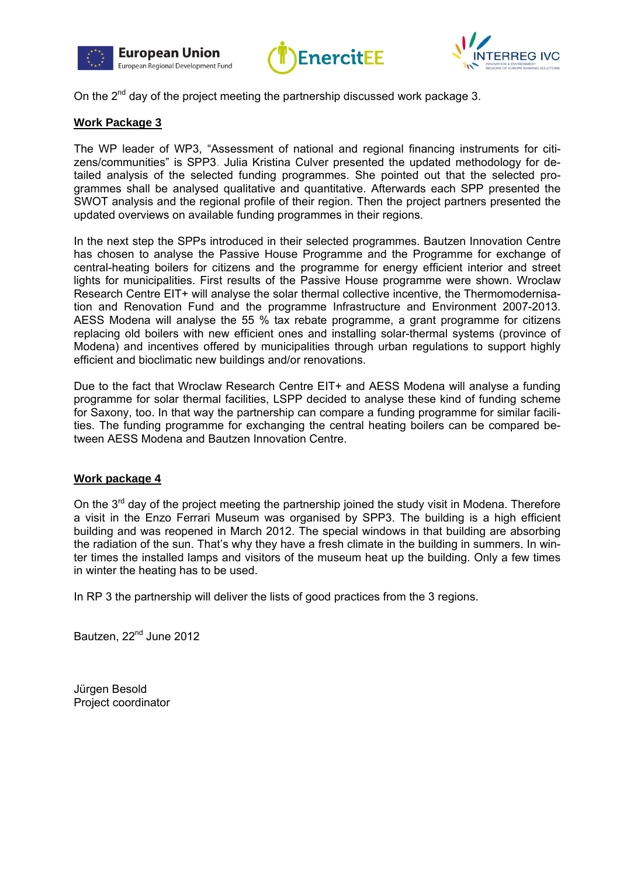On the 2nd day of the project meeting the partnership discussed work package 3.

**Work Package 3**

The WP leader of WP3, "Assessment of national and regional financing instruments for citizens/communities" is SPP3. Julia Kristina Culver presented the updated methodology for detailed analysis of the selected funding programmes. She pointed out that the selected programmes shall be analysed qualitative and quantitative. Afterwards each SPP presented the SWOT analysis and the regional profile of their region. Then the project partners presented the updated overviews on available funding programmes in their regions.

In the next step the SPPs introduced in their selected programmes. Bautzen Innovation Centre has chosen to analyse the Passive House Programme and the Programme for exchange of central-heating boilers for citizens and the programme for energy efficient interior and street lights for municipalities. First results of the Passive House programme were shown. Wroclaw Research Centre EIT+ will analyse the solar thermal collective incentive, the Thermomodernisation and Renovation Fund and the programme Infrastructure and Environment 2007-2013. AESS Modena will analyse the 55 % tax rebate programme, a grant programme for citizens replacing old boilers with new efficient ones and installing solar-thermal systems (province of Modena) and incentives offered by municipalities through urban regulations to support highly efficient and bioclimatic new buildings and/or renovations.

Due to the fact that Wroclaw Research Centre EIT+ and AESS Modena will analyse a funding programme for solar thermal facilities, LSPP decided to analyse these kind of funding scheme for Saxony, too. In that way the partnership can compare a funding programme for similar facilities. The funding programme for exchanging the central heating boilers can be compared between AESS Modena and Bautzen Innovation Centre.

**Work package 4**

On the 3rd day of the project meeting the partnership joined the study visit in Modena. Therefore a visit in the Enzo Ferrari Museum was organised by SPP3. The building is a high efficient building and was reopened in March 2012. The special windows in that building are absorbing the radiation of the sun. That's why they have a fresh climate in the building in summers. In winter times the installed lamps and visitors of the museum heat up the building. Only a few times in winter the heating has to be used.

In RP 3 the partnership will deliver the lists of good practices from the 3 regions.

Bautzen, 22nd June 2012

Jürgen Besold
Project coordinator